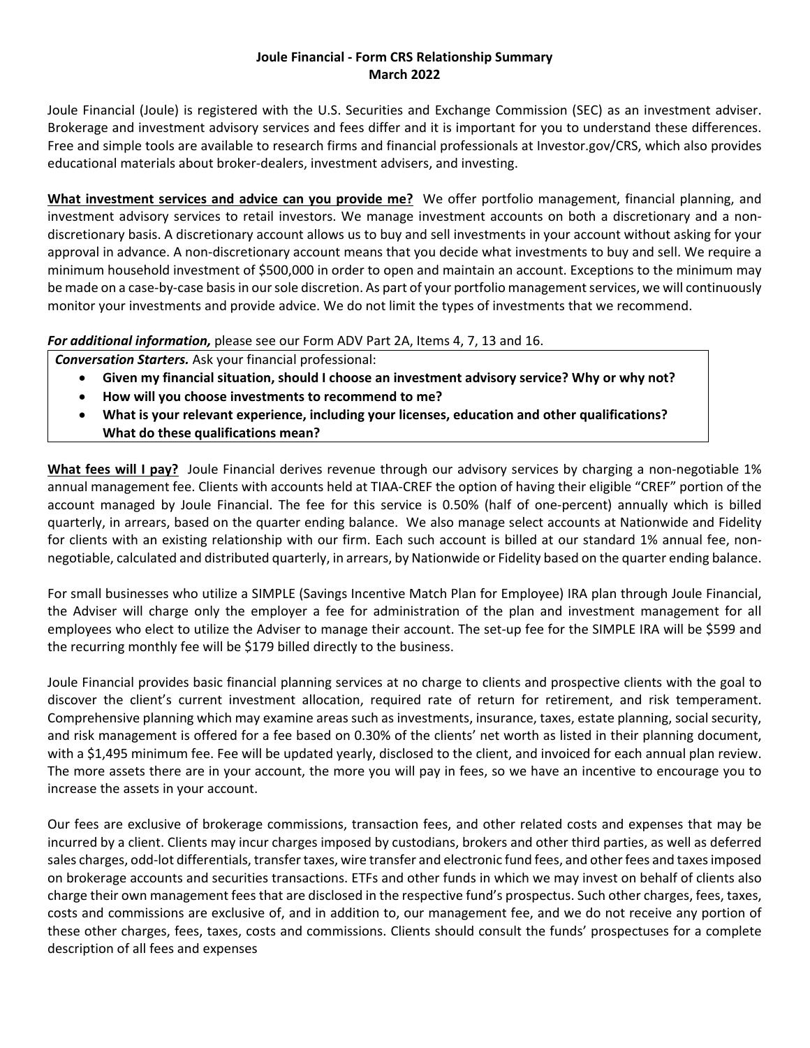# Joule Financial - Form CRS Relationship Summary
## March 2022

Joule Financial (Joule) is registered with the U.S. Securities and Exchange Commission (SEC) as an investment adviser. Brokerage and investment advisory services and fees differ and it is important for you to understand these differences. Free and simple tools are available to research firms and financial professionals at Investor.gov/CRS, which also provides educational materials about broker-dealers, investment advisers, and investing.

**What investment services and advice can you provide me?** We offer portfolio management, financial planning, and investment advisory services to retail investors. We manage investment accounts on both a discretionary and a non-discretionary basis. A discretionary account allows us to buy and sell investments in your account without asking for your approval in advance. A non-discretionary account means that you decide what investments to buy and sell. We require a minimum household investment of $500,000 in order to open and maintain an account. Exceptions to the minimum may be made on a case-by-case basis in our sole discretion. As part of your portfolio management services, we will continuously monitor your investments and provide advice. We do not limit the types of investments that we recommend.

***For additional information,*** please see our Form ADV Part 2A, Items 4, 7, 13 and 16.

***Conversation Starters.*** Ask your financial professional:

- **Given my financial situation, should I choose an investment advisory service? Why or why not?**
- **How will you choose investments to recommend to me?**
- **What is your relevant experience, including your licenses, education and other qualifications? What do these qualifications mean?**

**What fees will I pay?** Joule Financial derives revenue through our advisory services by charging a non-negotiable 1% annual management fee. Clients with accounts held at TIAA-CREF the option of having their eligible "CREF" portion of the account managed by Joule Financial. The fee for this service is 0.50% (half of one-percent) annually which is billed quarterly, in arrears, based on the quarter ending balance. We also manage select accounts at Nationwide and Fidelity for clients with an existing relationship with our firm. Each such account is billed at our standard 1% annual fee, non-negotiable, calculated and distributed quarterly, in arrears, by Nationwide or Fidelity based on the quarter ending balance.

For small businesses who utilize a SIMPLE (Savings Incentive Match Plan for Employee) IRA plan through Joule Financial, the Adviser will charge only the employer a fee for administration of the plan and investment management for all employees who elect to utilize the Adviser to manage their account. The set-up fee for the SIMPLE IRA will be $599 and the recurring monthly fee will be $179 billed directly to the business.

Joule Financial provides basic financial planning services at no charge to clients and prospective clients with the goal to discover the client's current investment allocation, required rate of return for retirement, and risk temperament. Comprehensive planning which may examine areas such as investments, insurance, taxes, estate planning, social security, and risk management is offered for a fee based on 0.30% of the clients' net worth as listed in their planning document, with a $1,495 minimum fee. Fee will be updated yearly, disclosed to the client, and invoiced for each annual plan review. The more assets there are in your account, the more you will pay in fees, so we have an incentive to encourage you to increase the assets in your account.

Our fees are exclusive of brokerage commissions, transaction fees, and other related costs and expenses that may be incurred by a client. Clients may incur charges imposed by custodians, brokers and other third parties, as well as deferred sales charges, odd-lot differentials, transfer taxes, wire transfer and electronic fund fees, and other fees and taxes imposed on brokerage accounts and securities transactions. ETFs and other funds in which we may invest on behalf of clients also charge their own management fees that are disclosed in the respective fund's prospectus. Such other charges, fees, taxes, costs and commissions are exclusive of, and in addition to, our management fee, and we do not receive any portion of these other charges, fees, taxes, costs and commissions. Clients should consult the funds' prospectuses for a complete description of all fees and expenses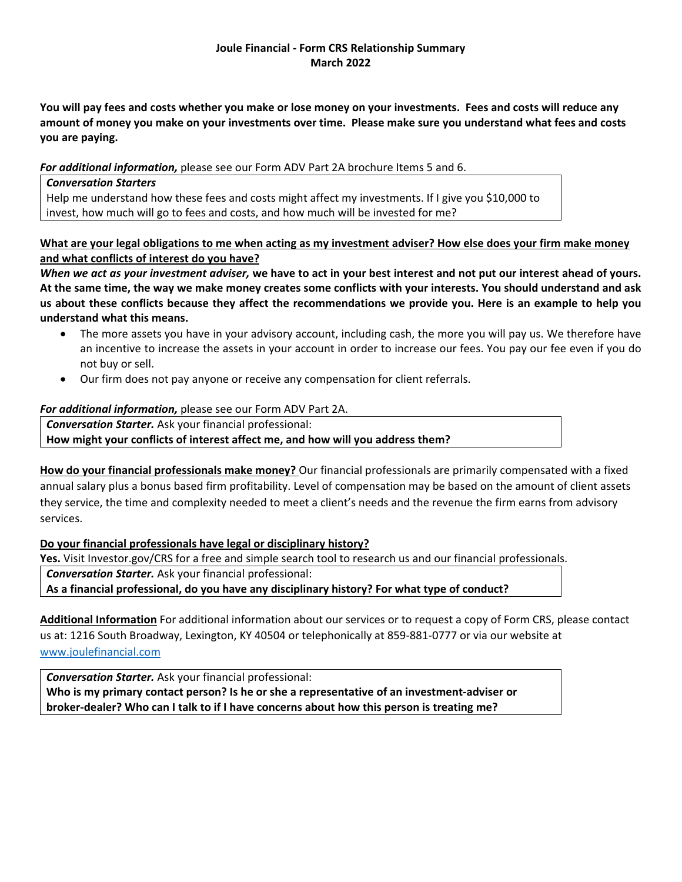**Joule Financial - Form CRS Relationship Summary**
**March 2022**

**You will pay fees and costs whether you make or lose money on your investments. Fees and costs will reduce any amount of money you make on your investments over time. Please make sure you understand what fees and costs you are paying.**

***For additional information,*** please see our Form ADV Part 2A brochure Items 5 and 6.

> ***Conversation Starters***
> Help me understand how these fees and costs might affect my investments. If I give you $10,000 to invest, how much will go to fees and costs, and how much will be invested for me?

**<u>What are your legal obligations to me when acting as my investment adviser? How else does your firm make money and what conflicts of interest do you have?</u>**

***When we act as your investment adviser,*** **we have to act in your best interest and not put our interest ahead of yours. At the same time, the way we make money creates some conflicts with your interests. You should understand and ask us about these conflicts because they affect the recommendations we provide you. Here is an example to help you understand what this means.**

- The more assets you have in your advisory account, including cash, the more you will pay us. We therefore have an incentive to increase the assets in your account in order to increase our fees. You pay our fee even if you do not buy or sell.
- Our firm does not pay anyone or receive any compensation for client referrals.

***For additional information,*** please see our Form ADV Part 2A.

> ***Conversation Starter.*** Ask your financial professional:
> **How might your conflicts of interest affect me, and how will you address them?**

**<u>How do your financial professionals make money?</u>** Our financial professionals are primarily compensated with a fixed annual salary plus a bonus based firm profitability. Level of compensation may be based on the amount of client assets they service, the time and complexity needed to meet a client's needs and the revenue the firm earns from advisory services.

**<u>Do your financial professionals have legal or disciplinary history?</u>**

**Yes.** Visit Investor.gov/CRS for a free and simple search tool to research us and our financial professionals.

> ***Conversation Starter.*** Ask your financial professional:
> **As a financial professional, do you have any disciplinary history? For what type of conduct?**

**<u>Additional Information</u>** For additional information about our services or to request a copy of Form CRS, please contact us at: 1216 South Broadway, Lexington, KY 40504 or telephonically at 859-881-0777 or via our website at www.joulefinancial.com

> ***Conversation Starter.*** Ask your financial professional:
> **Who is my primary contact person? Is he or she a representative of an investment-adviser or broker-dealer? Who can I talk to if I have concerns about how this person is treating me?**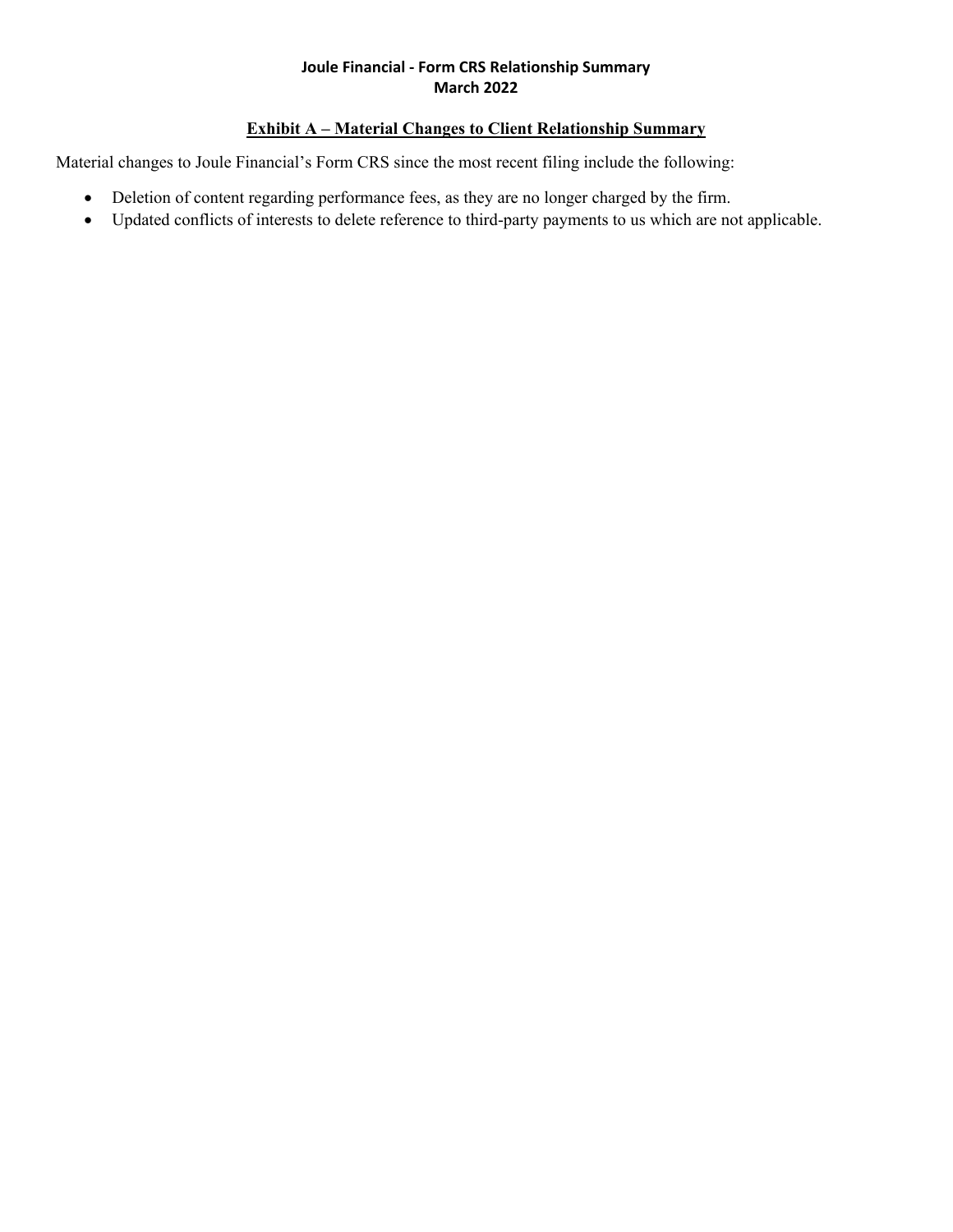**Joule Financial - Form CRS Relationship Summary**
**March 2022**

## Exhibit A – Material Changes to Client Relationship Summary

Material changes to Joule Financial's Form CRS since the most recent filing include the following:

- Deletion of content regarding performance fees, as they are no longer charged by the firm.
- Updated conflicts of interests to delete reference to third-party payments to us which are not applicable.